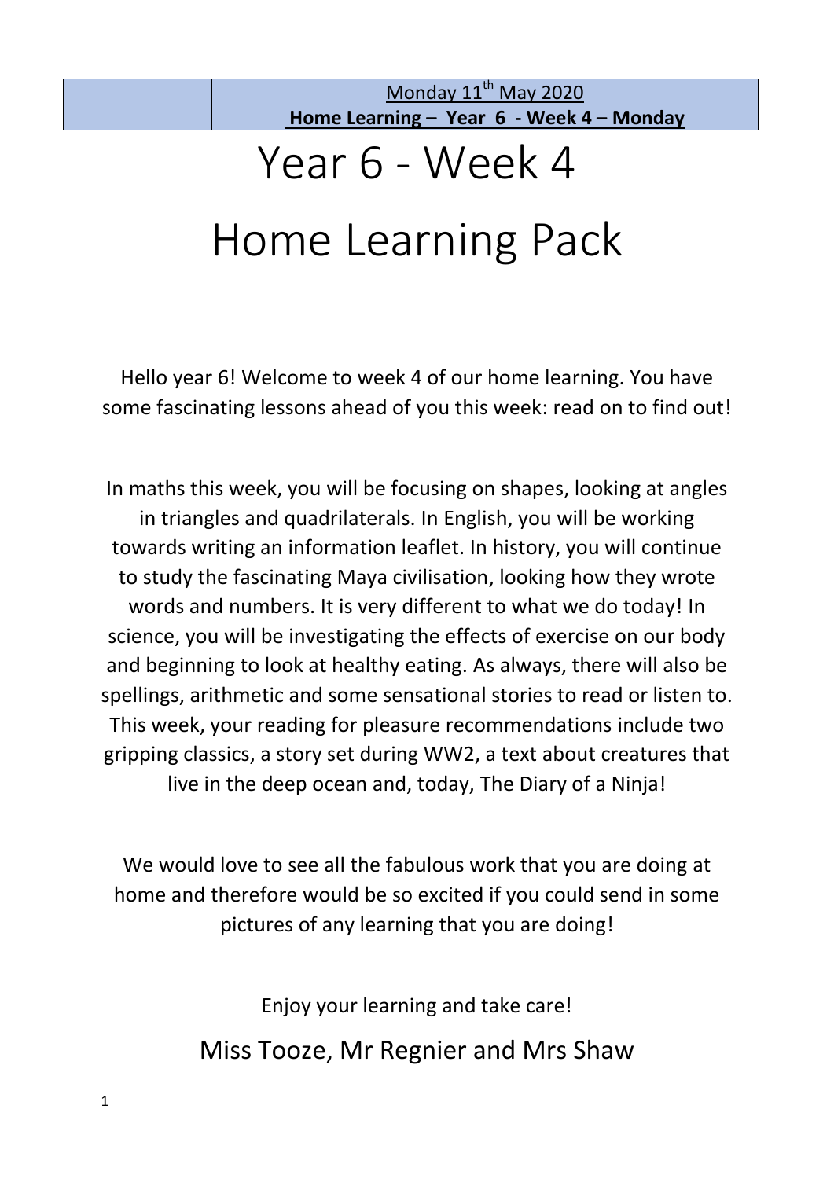| | Monday 11th May 2020<br>**Home Learning – Year 6 - Week 4 – Monday** |
|---|---|

# Year 6 - Week 4

# Home Learning Pack

Hello year 6! Welcome to week 4 of our home learning. You have some fascinating lessons ahead of you this week: read on to find out!

In maths this week, you will be focusing on shapes, looking at angles in triangles and quadrilaterals. In English, you will be working towards writing an information leaflet. In history, you will continue to study the fascinating Maya civilisation, looking how they wrote words and numbers. It is very different to what we do today! In science, you will be investigating the effects of exercise on our body and beginning to look at healthy eating. As always, there will also be spellings, arithmetic and some sensational stories to read or listen to. This week, your reading for pleasure recommendations include two gripping classics, a story set during WW2, a text about creatures that live in the deep ocean and, today, The Diary of a Ninja!

We would love to see all the fabulous work that you are doing at home and therefore would be so excited if you could send in some pictures of any learning that you are doing!

Enjoy your learning and take care!

Miss Tooze, Mr Regnier and Mrs Shaw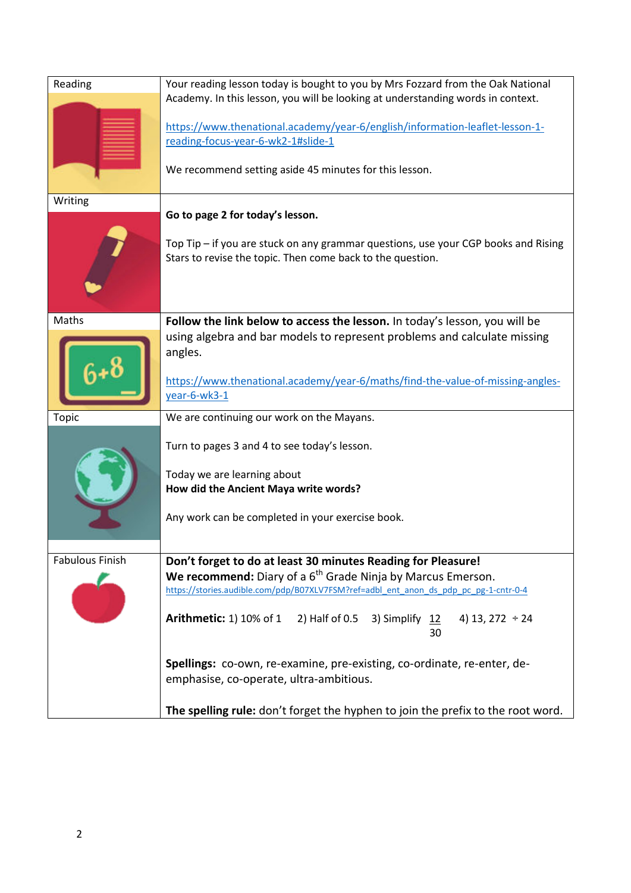| | |
|---|---|
| Reading | Your reading lesson today is bought to you by Mrs Fozzard from the Oak National Academy. In this lesson, you will be looking at understanding words in context.<br><br>https://www.thenational.academy/year-6/english/information-leaflet-lesson-1-reading-focus-year-6-wk2-1#slide-1<br><br>We recommend setting aside 45 minutes for this lesson. |
| Writing | **Go to page 2 for today's lesson.**<br><br>Top Tip – if you are stuck on any grammar questions, use your CGP books and Rising Stars to revise the topic. Then come back to the question. |
| Maths | **Follow the link below to access the lesson.** In today's lesson, you will be using algebra and bar models to represent problems and calculate missing angles.<br><br>https://www.thenational.academy/year-6/maths/find-the-value-of-missing-angles-year-6-wk3-1 |
| Topic | We are continuing our work on the Mayans.<br><br>Turn to pages 3 and 4 to see today's lesson.<br><br>Today we are learning about<br>**How did the Ancient Maya write words?**<br><br>Any work can be completed in your exercise book. |
| Fabulous Finish | **Don't forget to do at least 30 minutes Reading for Pleasure!**<br>**We recommend:** Diary of a 6th Grade Ninja by Marcus Emerson.<br>https://stories.audible.com/pdp/B07XLV7FSM?ref=adbl_ent_anon_ds_pdp_pc_pg-1-cntr-0-4<br><br>**Arithmetic:** 1) 10% of 1 2) Half of 0.5 3) Simplify $\frac{12}{30}$ 4) 13, 272 ÷ 24<br><br>**Spellings:** co-own, re-examine, pre-existing, co-ordinate, re-enter, de-emphasise, co-operate, ultra-ambitious.<br><br>**The spelling rule:** don't forget the hyphen to join the prefix to the root word. |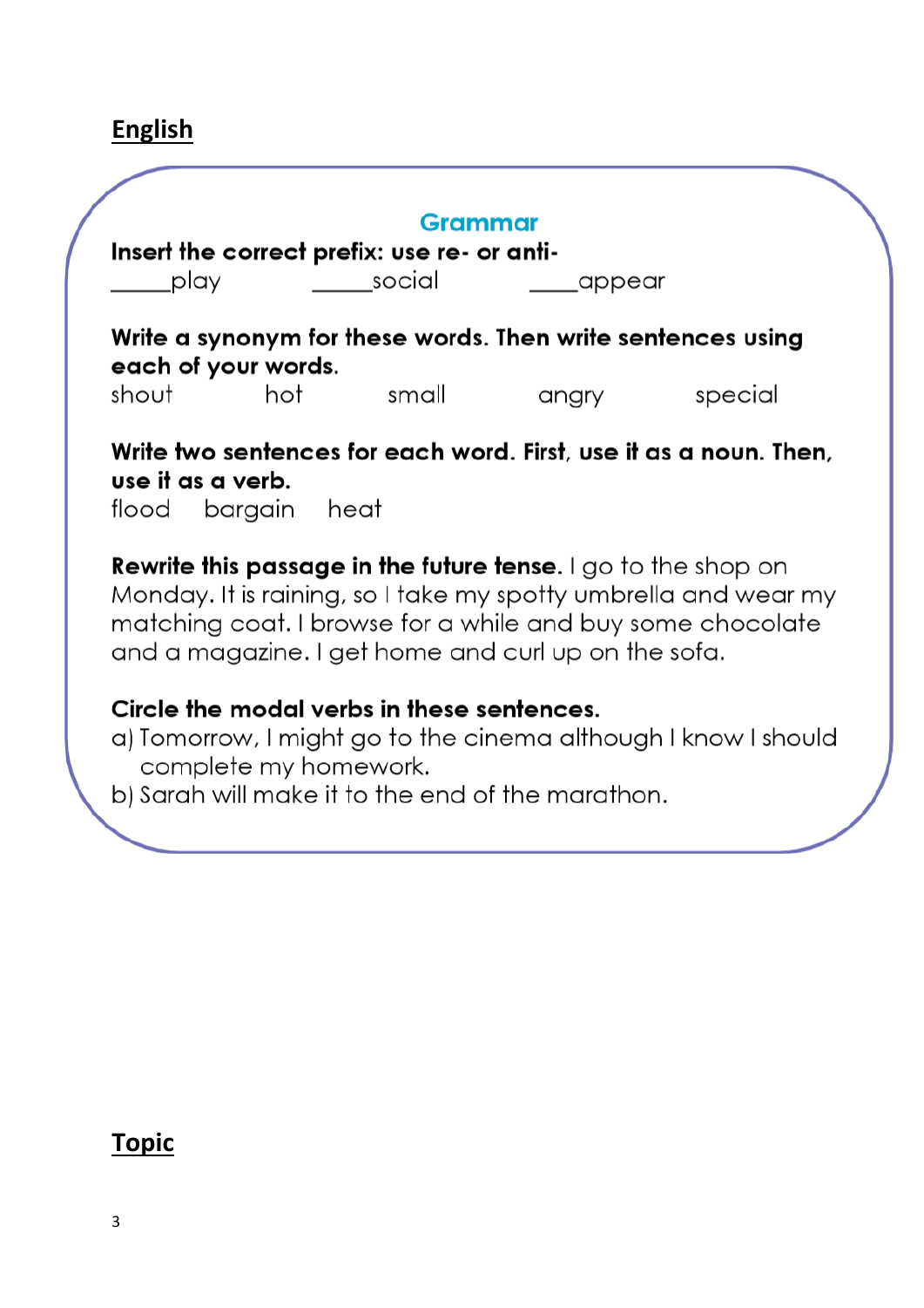## English

### Grammar

**Insert the correct prefix: use re- or anti-**

_____play  _____social  ____appear

**Write a synonym for these words. Then write sentences using each of your words.**

shout  hot  small  angry  special

**Write two sentences for each word. First, use it as a noun. Then, use it as a verb.**

flood  bargain  heat

**Rewrite this passage in the future tense.** I go to the shop on Monday. It is raining, so I take my spotty umbrella and wear my matching coat. I browse for a while and buy some chocolate and a magazine. I get home and curl up on the sofa.

**Circle the modal verbs in these sentences.**

a) Tomorrow, I might go to the cinema although I know I should complete my homework.

b) Sarah will make it to the end of the marathon.

## Topic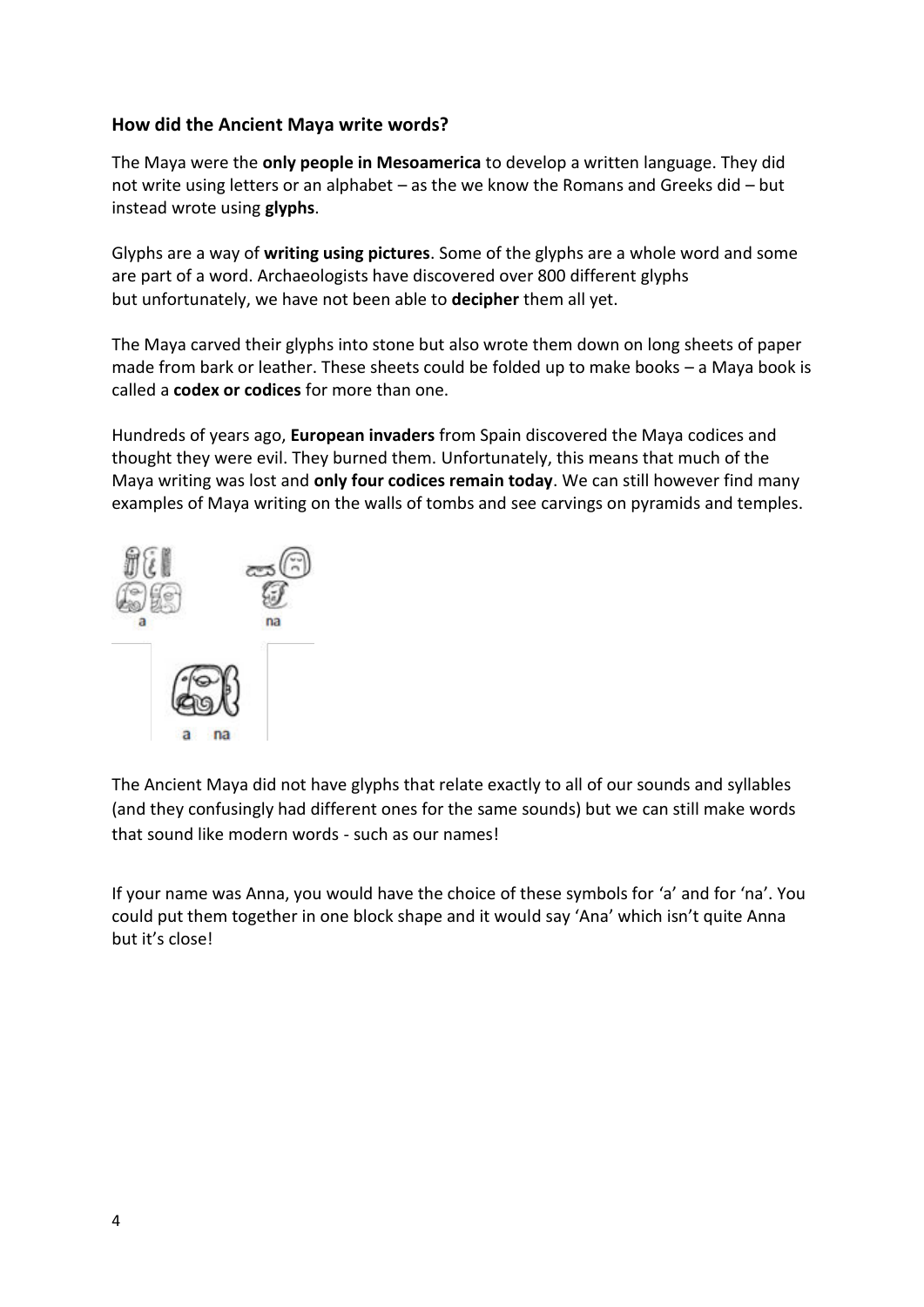### How did the Ancient Maya write words?

The Maya were the **only people in Mesoamerica** to develop a written language. They did not write using letters or an alphabet – as the we know the Romans and Greeks did – but instead wrote using **glyphs**.

Glyphs are a way of **writing using pictures**. Some of the glyphs are a whole word and some are part of a word. Archaeologists have discovered over 800 different glyphs but unfortunately, we have not been able to **decipher** them all yet.

The Maya carved their glyphs into stone but also wrote them down on long sheets of paper made from bark or leather. These sheets could be folded up to make books – a Maya book is called a **codex or codices** for more than one.

Hundreds of years ago, **European invaders** from Spain discovered the Maya codices and thought they were evil. They burned them. Unfortunately, this means that much of the Maya writing was lost and **only four codices remain today**. We can still however find many examples of Maya writing on the walls of tombs and see carvings on pyramids and temples.

a na

a na

The Ancient Maya did not have glyphs that relate exactly to all of our sounds and syllables (and they confusingly had different ones for the same sounds) but we can still make words that sound like modern words - such as our names!

If your name was Anna, you would have the choice of these symbols for 'a' and for 'na'. You could put them together in one block shape and it would say 'Ana' which isn't quite Anna but it's close!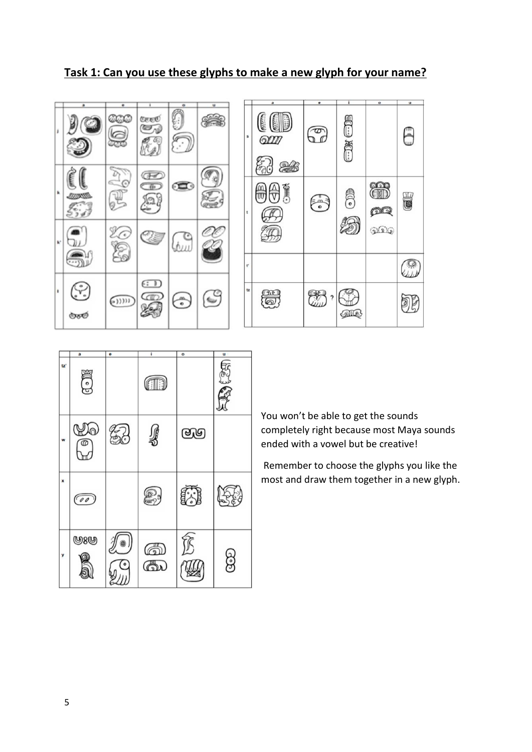## Task 1: Can you use these glyphs to make a new glyph for your name?

You won't be able to get the sounds completely right because most Maya sounds ended with a vowel but be creative!

Remember to choose the glyphs you like the most and draw them together in a new glyph.